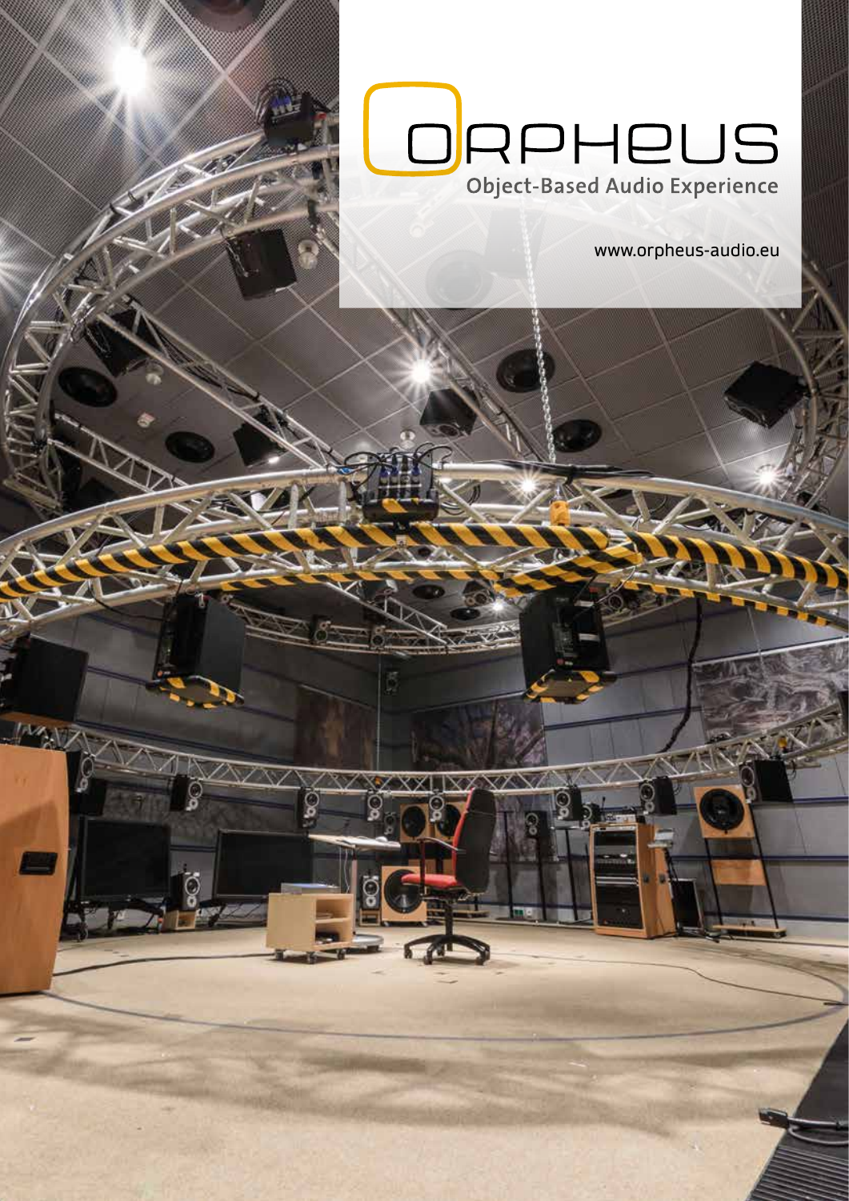# ORPHEUS

Object-Based Audio Experience

www.orpheus-audio.eu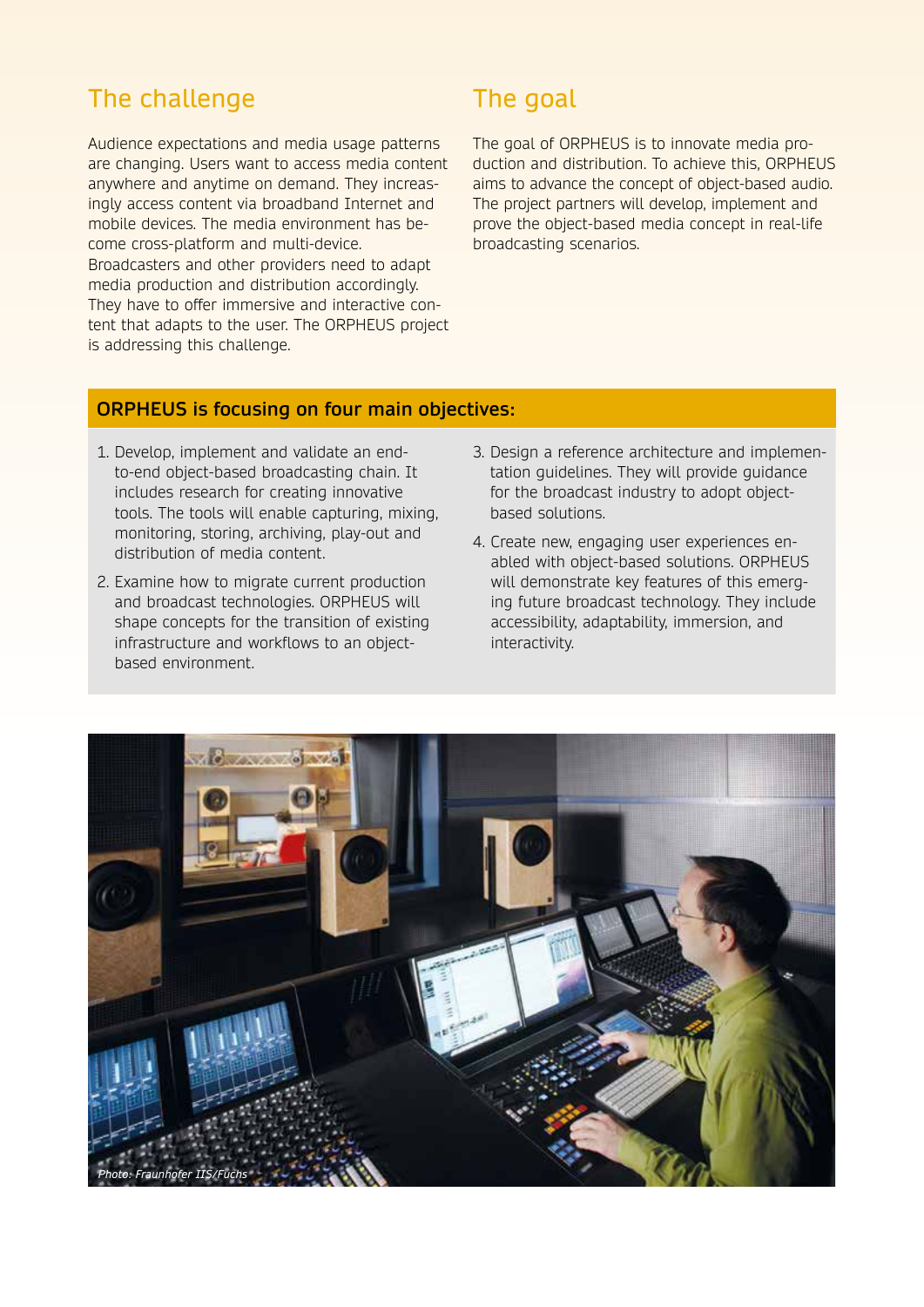## The challenge

Audience expectations and media usage patterns are changing. Users want to access media content anywhere and anytime on demand. They increasingly access content via broadband Internet and mobile devices. The media environment has become cross-platform and multi-device. Broadcasters and other providers need to adapt media production and distribution accordingly. They have to offer immersive and interactive content that adapts to the user. The ORPHEUS project is addressing this challenge.

## The goal

The goal of ORPHEUS is to innovate media production and distribution. To achieve this, ORPHEUS aims to advance the concept of object-based audio. The project partners will develop, implement and prove the object-based media concept in real-life broadcasting scenarios.

### ORPHEUS is focusing on four main objectives:

1. Develop, implement and validate an end-to-end object-based broadcasting chain. It includes research for creating innovative tools. The tools will enable capturing, mixing, monitoring, storing, archiving, play-out and distribution of media content.
2. Examine how to migrate current production and broadcast technologies. ORPHEUS will shape concepts for the transition of existing infrastructure and workflows to an object-based environment.
3. Design a reference architecture and implementation guidelines. They will provide guidance for the broadcast industry to adopt object-based solutions.
4. Create new, engaging user experiences enabled with object-based solutions. ORPHEUS will demonstrate key features of this emerging future broadcast technology. They include accessibility, adaptability, immersion, and interactivity.

*Photo: Fraunhofer IIS/Fuchs*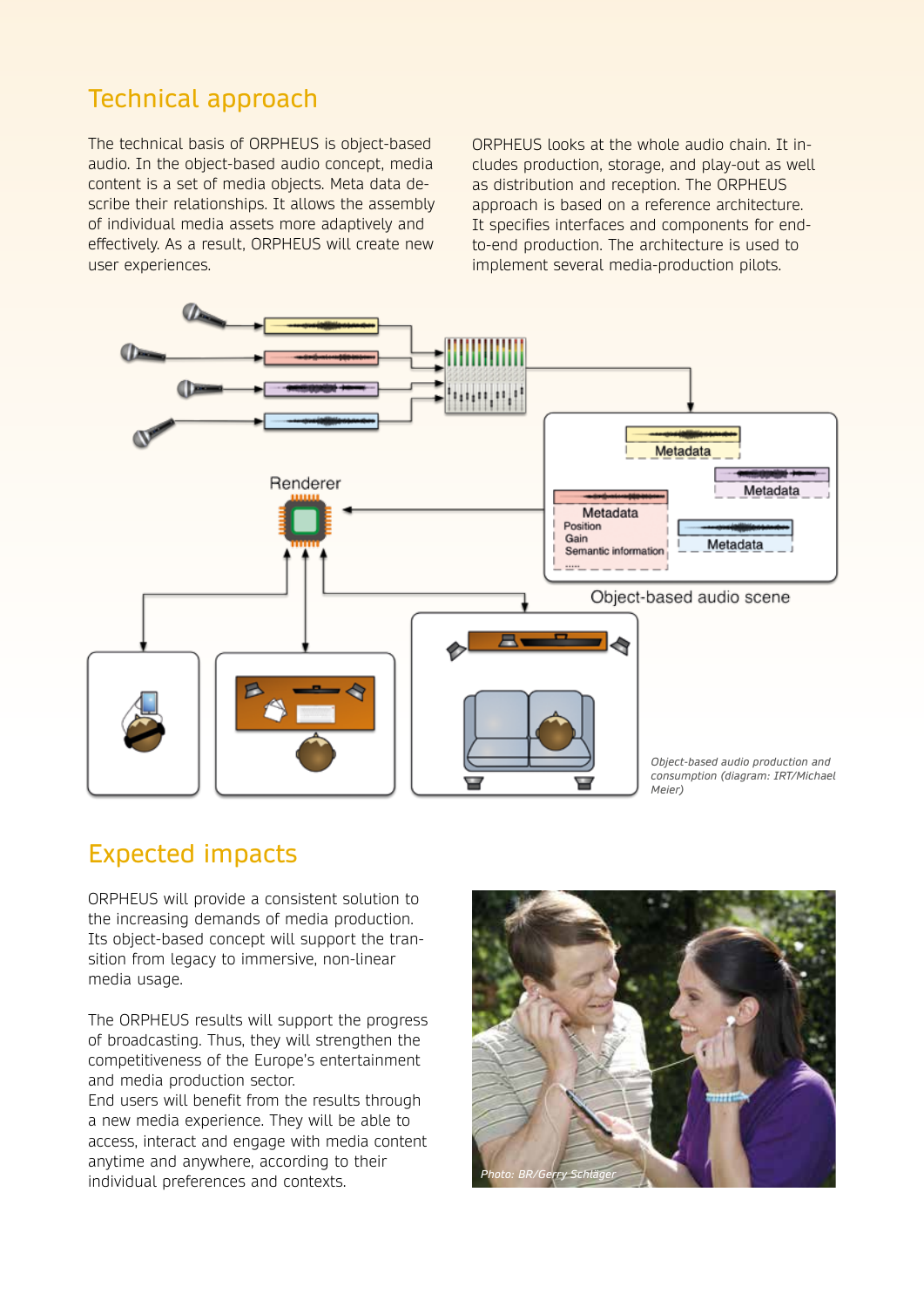## Technical approach

The technical basis of ORPHEUS is object-based audio. In the object-based audio concept, media content is a set of media objects. Meta data describe their relationships. It allows the assembly of individual media assets more adaptively and effectively. As a result, ORPHEUS will create new user experiences.

ORPHEUS looks at the whole audio chain. It includes production, storage, and play-out as well as distribution and reception. The ORPHEUS approach is based on a reference architecture. It specifies interfaces and components for end-to-end production. The architecture is used to implement several media-production pilots.

*Object-based audio production and consumption (diagram: IRT/Michael Meier)*

## Expected impacts

ORPHEUS will provide a consistent solution to the increasing demands of media production. Its object-based concept will support the transition from legacy to immersive, non-linear media usage.

The ORPHEUS results will support the progress of broadcasting. Thus, they will strengthen the competitiveness of the Europe's entertainment and media production sector.
End users will benefit from the results through a new media experience. They will be able to access, interact and engage with media content anytime and anywhere, according to their individual preferences and contexts.

*Photo: BR/Gerry Schläger*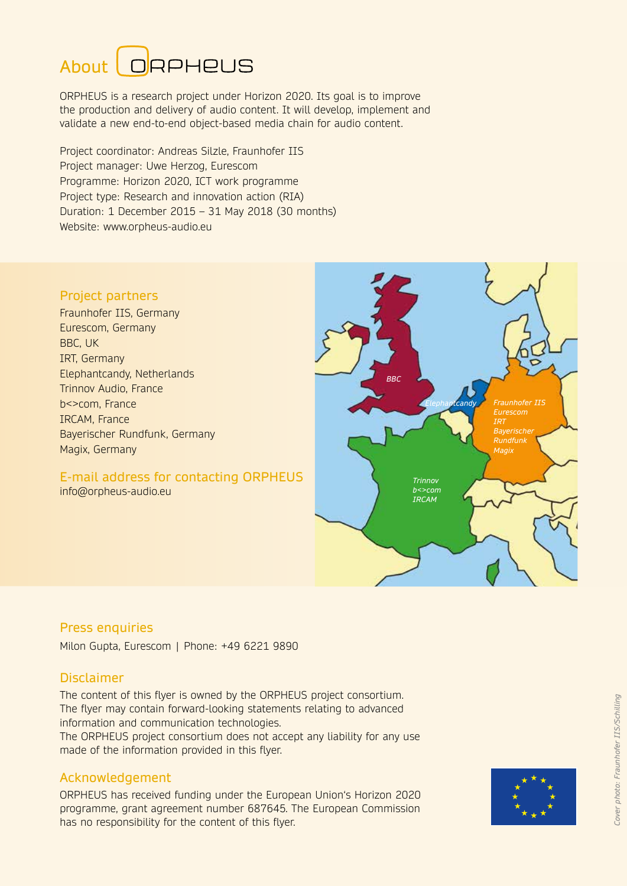# About ORPHEUS

ORPHEUS is a research project under Horizon 2020. Its goal is to improve the production and delivery of audio content. It will develop, implement and validate a new end-to-end object-based media chain for audio content.

Project coordinator: Andreas Silzle, Fraunhofer IIS
Project manager: Uwe Herzog, Eurescom
Programme: Horizon 2020, ICT work programme
Project type: Research and innovation action (RIA)
Duration: 1 December 2015 – 31 May 2018 (30 months)
Website: www.orpheus-audio.eu

## Project partners

Fraunhofer IIS, Germany
Eurescom, Germany
BBC, UK
IRT, Germany
Elephantcandy, Netherlands
Trinnov Audio, France
b<>com, France
IRCAM, France
Bayerischer Rundfunk, Germany
Magix, Germany

BBC
Elephantcandy
Fraunhofer IIS
Eurescom
IRT
Bayerischer Rundfunk
Magix
Trinnov
b<>com
IRCAM

## E-mail address for contacting ORPHEUS

info@orpheus-audio.eu

## Press enquiries

Milon Gupta, Eurescom | Phone: +49 6221 9890

## Disclaimer

The content of this flyer is owned by the ORPHEUS project consortium. The flyer may contain forward-looking statements relating to advanced information and communication technologies.
The ORPHEUS project consortium does not accept any liability for any use made of the information provided in this flyer.

## Acknowledgement

ORPHEUS has received funding under the European Union's Horizon 2020 programme, grant agreement number 687645. The European Commission has no responsibility for the content of this flyer.

*Cover photo: Fraunhofer IIS/Schilling*